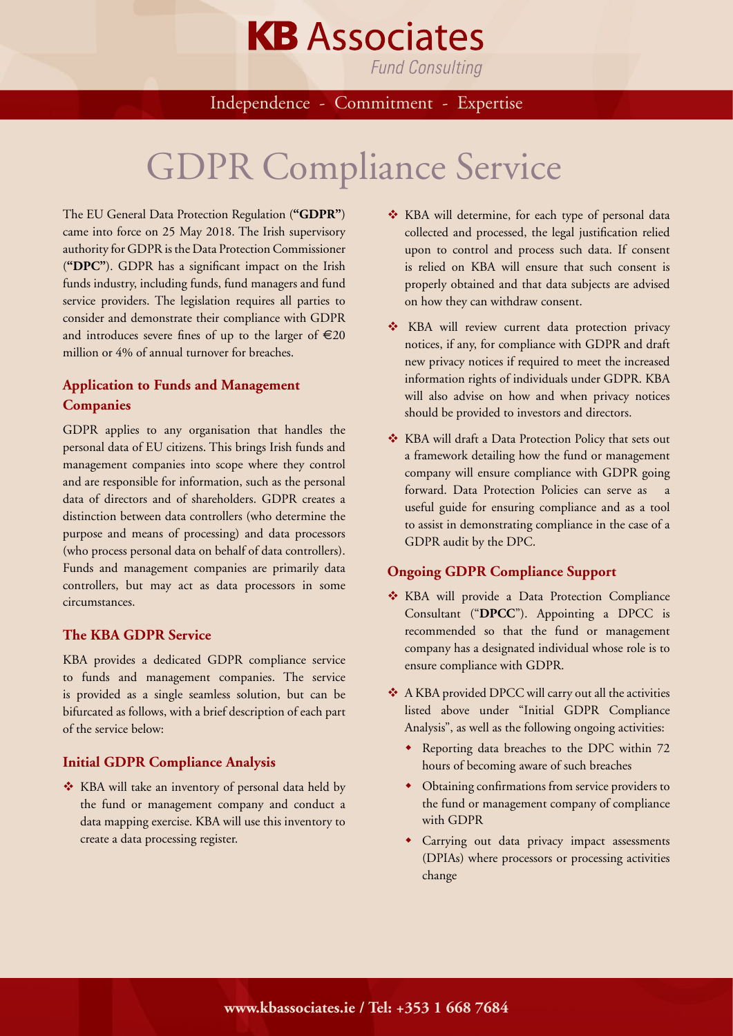# KB Associates

*Fund Consulting*

Independence - Commitment - Expertise

# GDPR Compliance Service

The EU General Data Protection Regulation (**"GDPR"**) came into force on 25 May 2018. The Irish supervisory authority for GDPR is the Data Protection Commissioner (**"DPC"**). GDPR has a significant impact on the Irish funds industry, including funds, fund managers and fund service providers. The legislation requires all parties to consider and demonstrate their compliance with GDPR and introduces severe fines of up to the larger of €20 million or 4% of annual turnover for breaches.

## Application to Funds and Management Companies

GDPR applies to any organisation that handles the personal data of EU citizens. This brings Irish funds and management companies into scope where they control and are responsible for information, such as the personal data of directors and of shareholders. GDPR creates a distinction between data controllers (who determine the purpose and means of processing) and data processors (who process personal data on behalf of data controllers). Funds and management companies are primarily data controllers, but may act as data processors in some circumstances.

## The KBA GDPR Service

KBA provides a dedicated GDPR compliance service to funds and management companies. The service is provided as a single seamless solution, but can be bifurcated as follows, with a brief description of each part of the service below:

### Initial GDPR Compliance Analysis

- KBA will take an inventory of personal data held by the fund or management company and conduct a data mapping exercise. KBA will use this inventory to create a data processing register.
- KBA will determine, for each type of personal data collected and processed, the legal justification relied upon to control and process such data. If consent is relied on KBA will ensure that such consent is properly obtained and that data subjects are advised on how they can withdraw consent.
- KBA will review current data protection privacy notices, if any, for compliance with GDPR and draft new privacy notices if required to meet the increased information rights of individuals under GDPR. KBA will also advise on how and when privacy notices should be provided to investors and directors.
- KBA will draft a Data Protection Policy that sets out a framework detailing how the fund or management company will ensure compliance with GDPR going forward. Data Protection Policies can serve as a useful guide for ensuring compliance and as a tool to assist in demonstrating compliance in the case of a GDPR audit by the DPC.

### Ongoing GDPR Compliance Support

- KBA will provide a Data Protection Compliance Consultant ("**DPCC**"). Appointing a DPCC is recommended so that the fund or management company has a designated individual whose role is to ensure compliance with GDPR.
- A KBA provided DPCC will carry out all the activities listed above under "Initial GDPR Compliance Analysis", as well as the following ongoing activities:
  - Reporting data breaches to the DPC within 72 hours of becoming aware of such breaches
  - Obtaining confirmations from service providers to the fund or management company of compliance with GDPR
  - Carrying out data privacy impact assessments (DPIAs) where processors or processing activities change

**www.kbassociates.ie / Tel: +353 1 668 7684**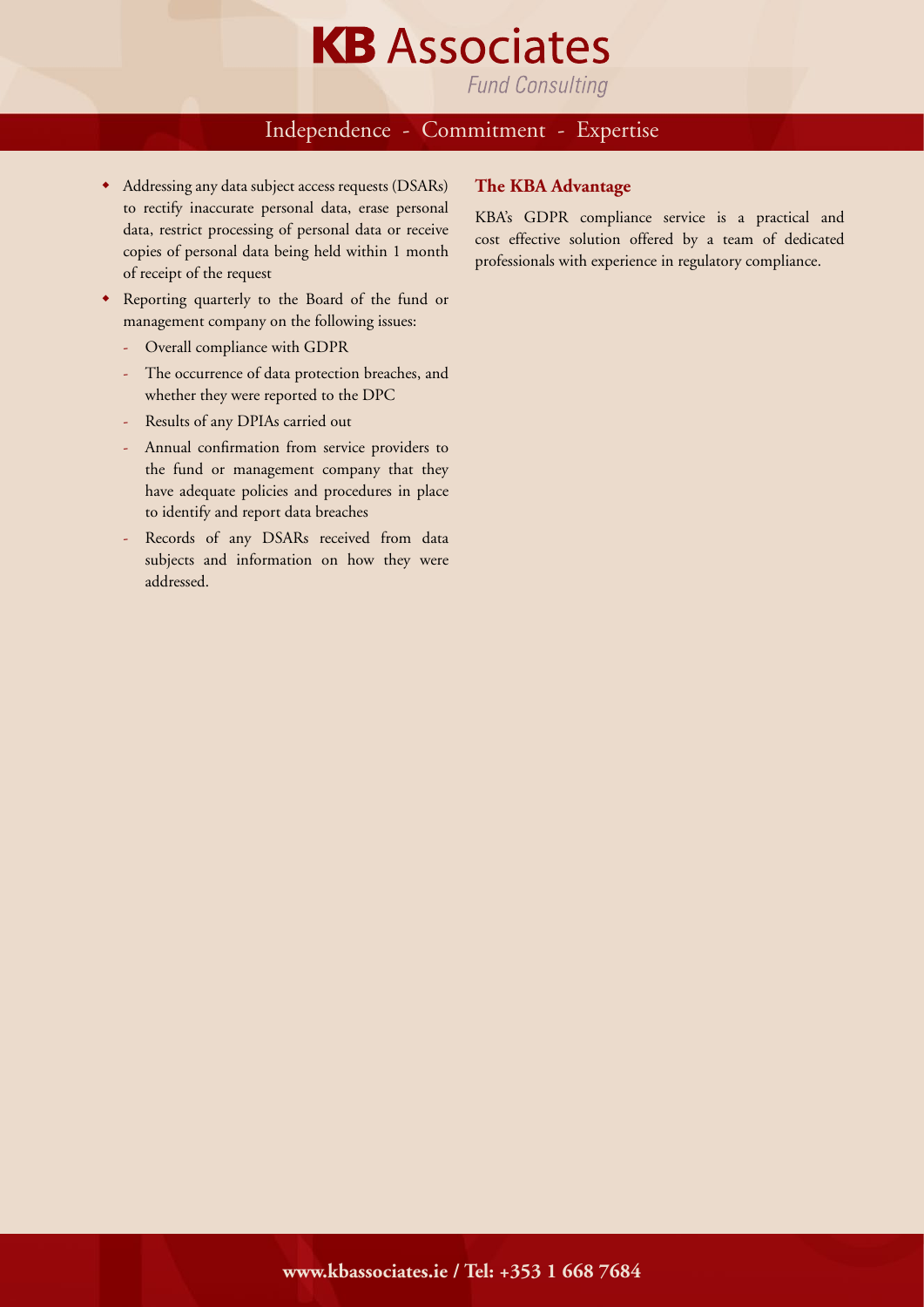- Addressing any data subject access requests (DSARs) to rectify inaccurate personal data, erase personal data, restrict processing of personal data or receive copies of personal data being held within 1 month of receipt of the request
- Reporting quarterly to the Board of the fund or management company on the following issues:
  - Overall compliance with GDPR
  - The occurrence of data protection breaches, and whether they were reported to the DPC
  - Results of any DPIAs carried out
  - Annual confirmation from service providers to the fund or management company that they have adequate policies and procedures in place to identify and report data breaches
  - Records of any DSARs received from data subjects and information on how they were addressed.

## The KBA Advantage

KBA's GDPR compliance service is a practical and cost effective solution offered by a team of dedicated professionals with experience in regulatory compliance.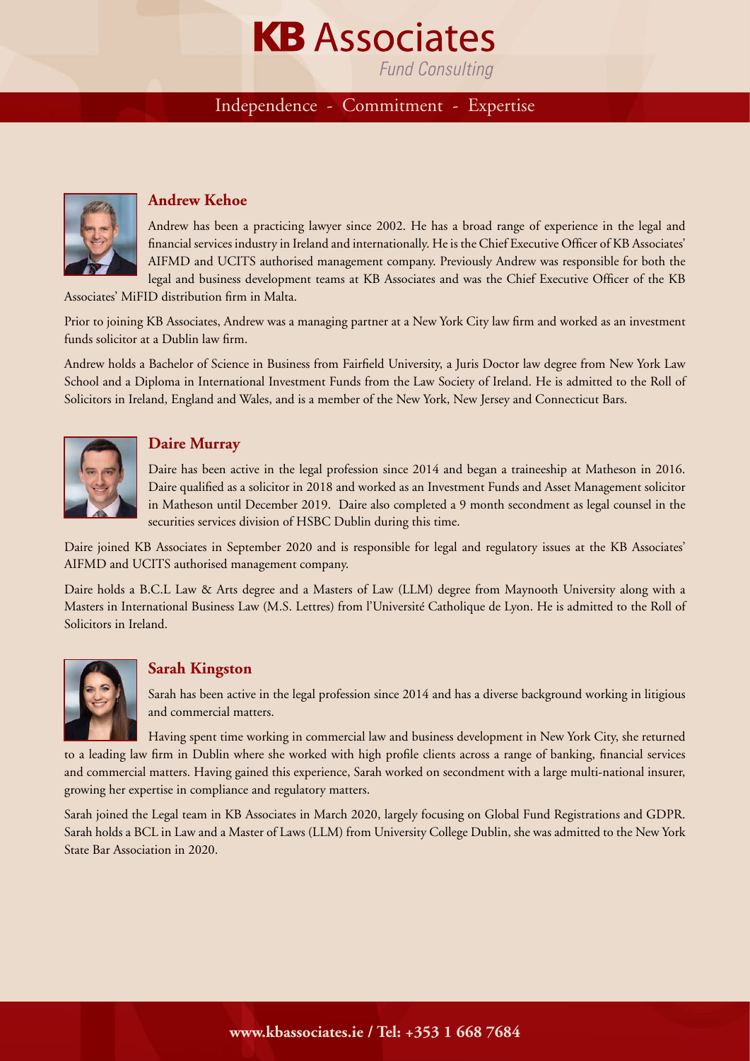## Andrew Kehoe

Andrew has been a practicing lawyer since 2002. He has a broad range of experience in the legal and financial services industry in Ireland and internationally. He is the Chief Executive Officer of KB Associates' AIFMD and UCITS authorised management company. Previously Andrew was responsible for both the legal and business development teams at KB Associates and was the Chief Executive Officer of the KB Associates' MiFID distribution firm in Malta.

Prior to joining KB Associates, Andrew was a managing partner at a New York City law firm and worked as an investment funds solicitor at a Dublin law firm.

Andrew holds a Bachelor of Science in Business from Fairfield University, a Juris Doctor law degree from New York Law School and a Diploma in International Investment Funds from the Law Society of Ireland. He is admitted to the Roll of Solicitors in Ireland, England and Wales, and is a member of the New York, New Jersey and Connecticut Bars.

## Daire Murray

Daire has been active in the legal profession since 2014 and began a traineeship at Matheson in 2016. Daire qualified as a solicitor in 2018 and worked as an Investment Funds and Asset Management solicitor in Matheson until December 2019. Daire also completed a 9 month secondment as legal counsel in the securities services division of HSBC Dublin during this time.

Daire joined KB Associates in September 2020 and is responsible for legal and regulatory issues at the KB Associates' AIFMD and UCITS authorised management company.

Daire holds a B.C.L Law & Arts degree and a Masters of Law (LLM) degree from Maynooth University along with a Masters in International Business Law (M.S. Lettres) from l'Université Catholique de Lyon. He is admitted to the Roll of Solicitors in Ireland.

## Sarah Kingston

Sarah has been active in the legal profession since 2014 and has a diverse background working in litigious and commercial matters.

Having spent time working in commercial law and business development in New York City, she returned to a leading law firm in Dublin where she worked with high profile clients across a range of banking, financial services and commercial matters. Having gained this experience, Sarah worked on secondment with a large multi-national insurer, growing her expertise in compliance and regulatory matters.

Sarah joined the Legal team in KB Associates in March 2020, largely focusing on Global Fund Registrations and GDPR. Sarah holds a BCL in Law and a Master of Laws (LLM) from University College Dublin, she was admitted to the New York State Bar Association in 2020.